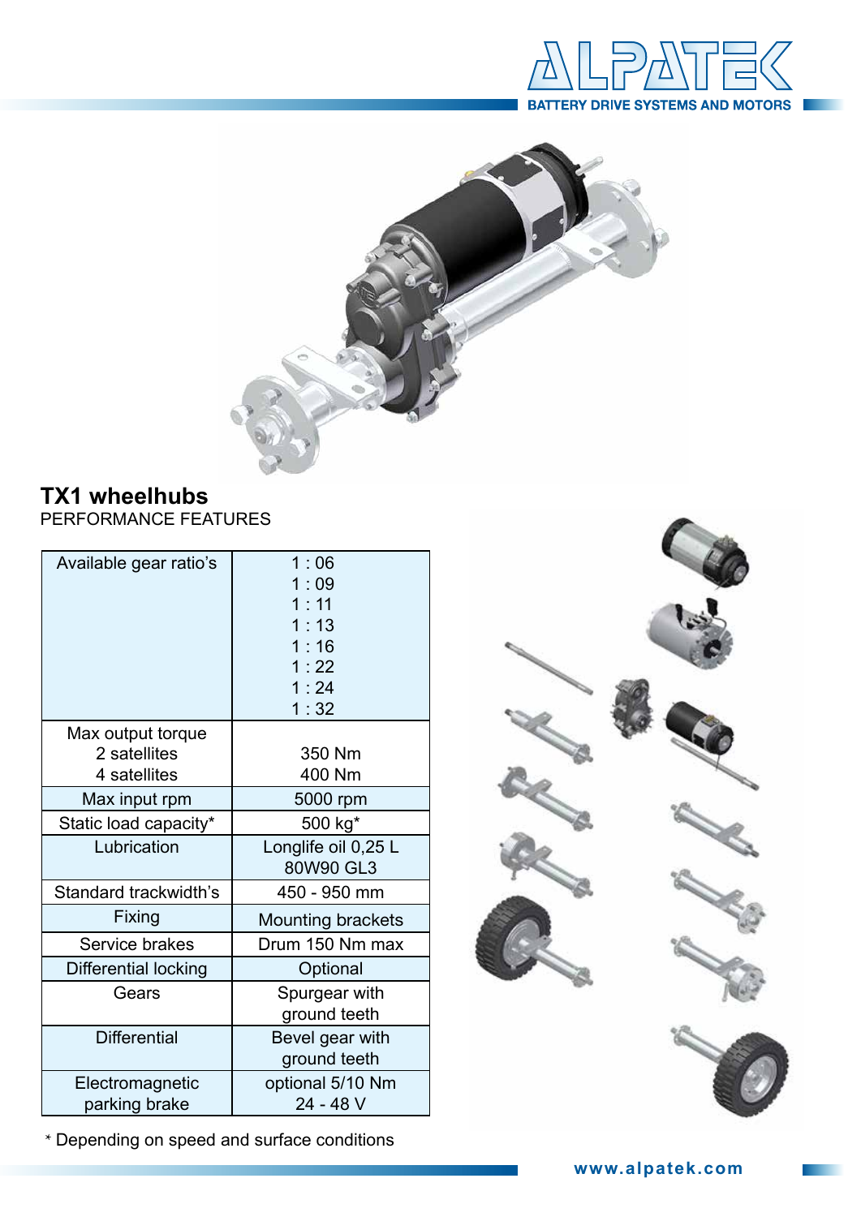ALPATEK
BATTERY DRIVE SYSTEMS AND MOTORS

# TX1 wheelhubs

PERFORMANCE FEATURES

| | |
|---|---|
| Available gear ratio's | 1 : 06<br>1 : 09<br>1 : 11<br>1 : 13<br>1 : 16<br>1 : 22<br>1 : 24<br>1 : 32 |
| Max output torque<br>2 satellites<br>4 satellites | <br>350 Nm<br>400 Nm |
| Max input rpm | 5000 rpm |
| Static load capacity* | 500 kg* |
| Lubrication | Longlife oil 0,25 L<br>80W90 GL3 |
| Standard trackwidth's | 450 - 950 mm |
| Fixing | Mounting brackets |
| Service brakes | Drum 150 Nm max |
| Differential locking | Optional |
| Gears | Spurgear with ground teeth |
| Differential | Bevel gear with ground teeth |
| Electromagnetic parking brake | optional 5/10 Nm<br>24 - 48 V |

* Depending on speed and surface conditions

www.alpatek.com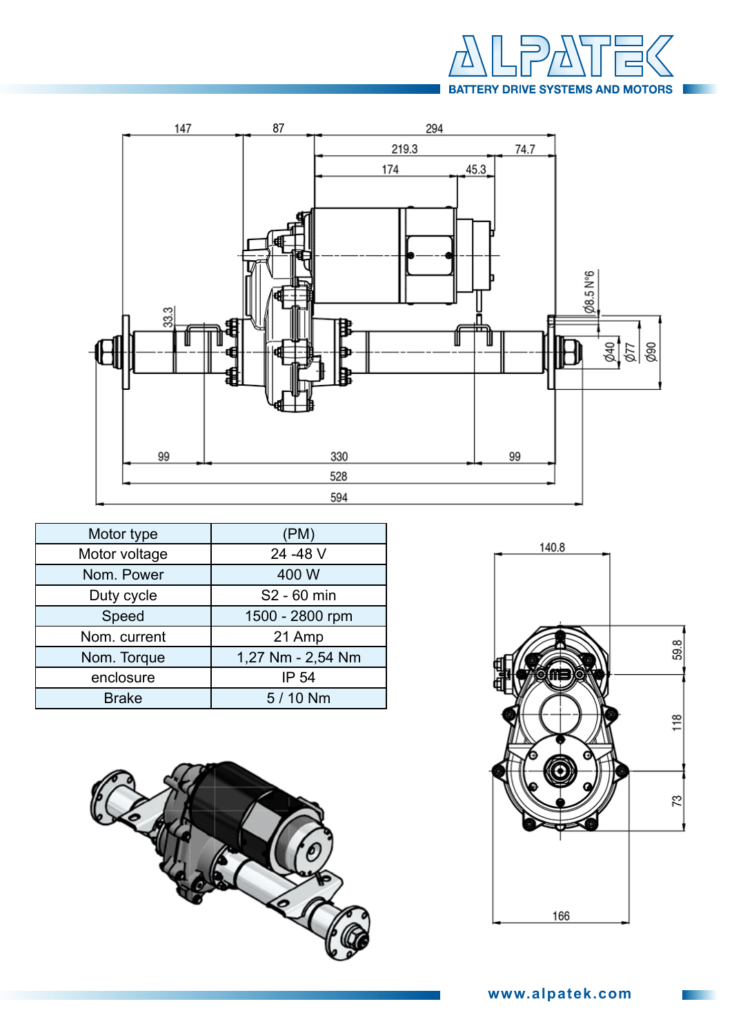| Motor type | (PM) |
|---|---|
| Motor voltage | 24 -48 V |
| Nom. Power | 400 W |
| Duty cycle | S2 - 60 min |
| Speed | 1500 - 2800 rpm |
| Nom. current | 21 Amp |
| Nom. Torque | 1,27 Nm - 2,54 Nm |
| enclosure | IP 54 |
| Brake | 5 / 10 Nm |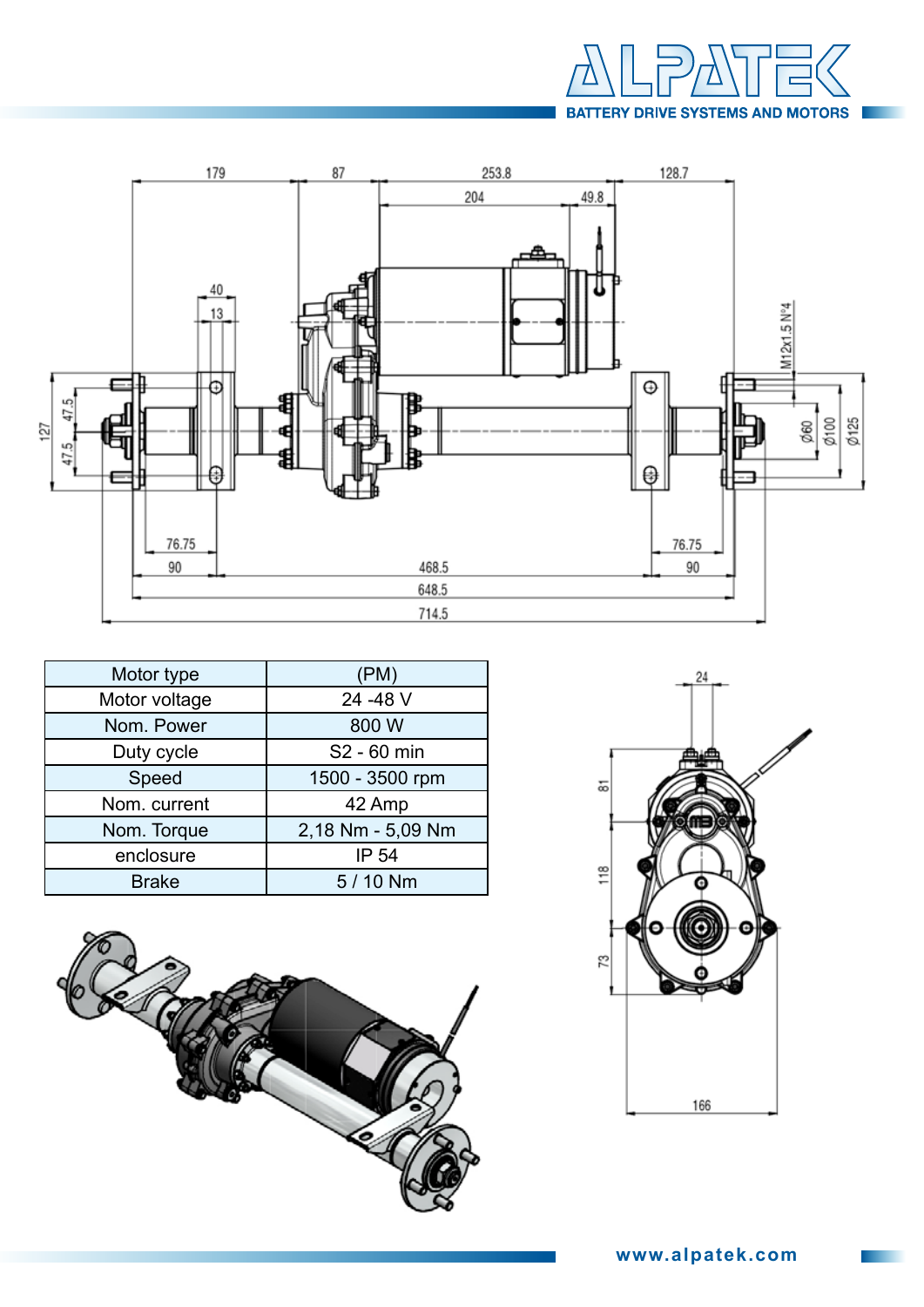| Motor type | (PM) |
|---|---|
| Motor voltage | 24 -48 V |
| Nom. Power | 800 W |
| Duty cycle | S2 - 60 min |
| Speed | 1500 - 3500 rpm |
| Nom. current | 42 Amp |
| Nom. Torque | 2,18 Nm - 5,09 Nm |
| enclosure | IP 54 |
| Brake | 5 / 10 Nm |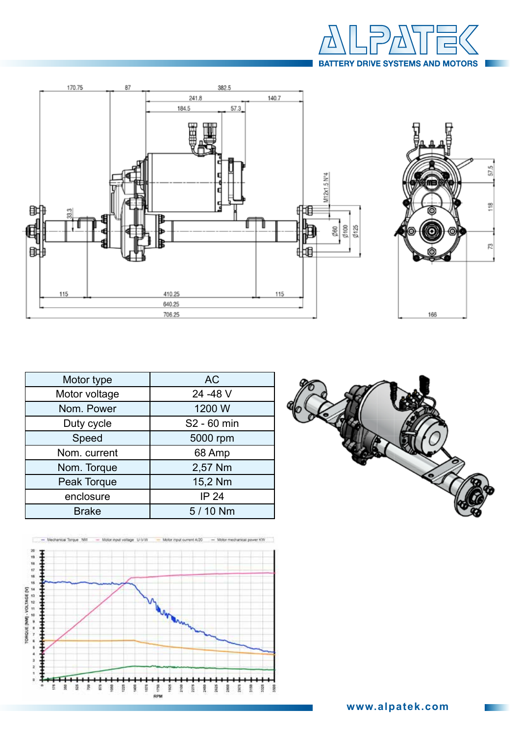| Motor type | AC |
|---|---|
| Motor voltage | 24 -48 V |
| Nom. Power | 1200 W |
| Duty cycle | S2 - 60 min |
| Speed | 5000 rpm |
| Nom. current | 68 Amp |
| Nom. Torque | 2,57 Nm |
| Peak Torque | 15,2 Nm |
| enclosure | IP 24 |
| Brake | 5 / 10 Nm |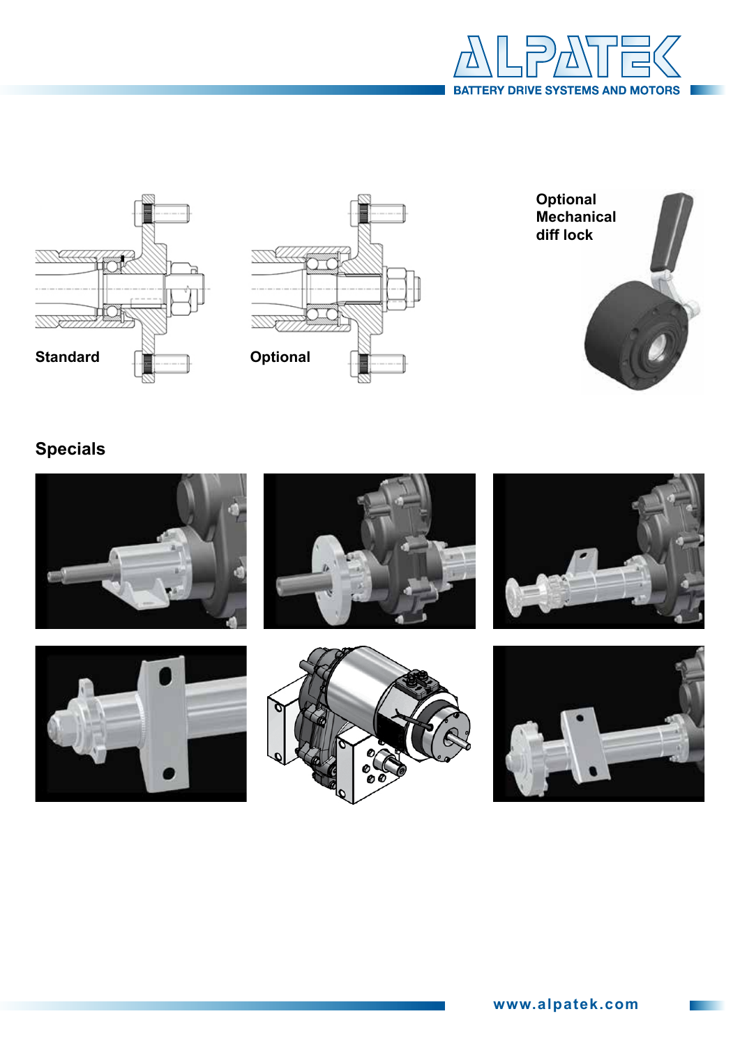Standard

Optional

Optional Mechanical diff lock

## Specials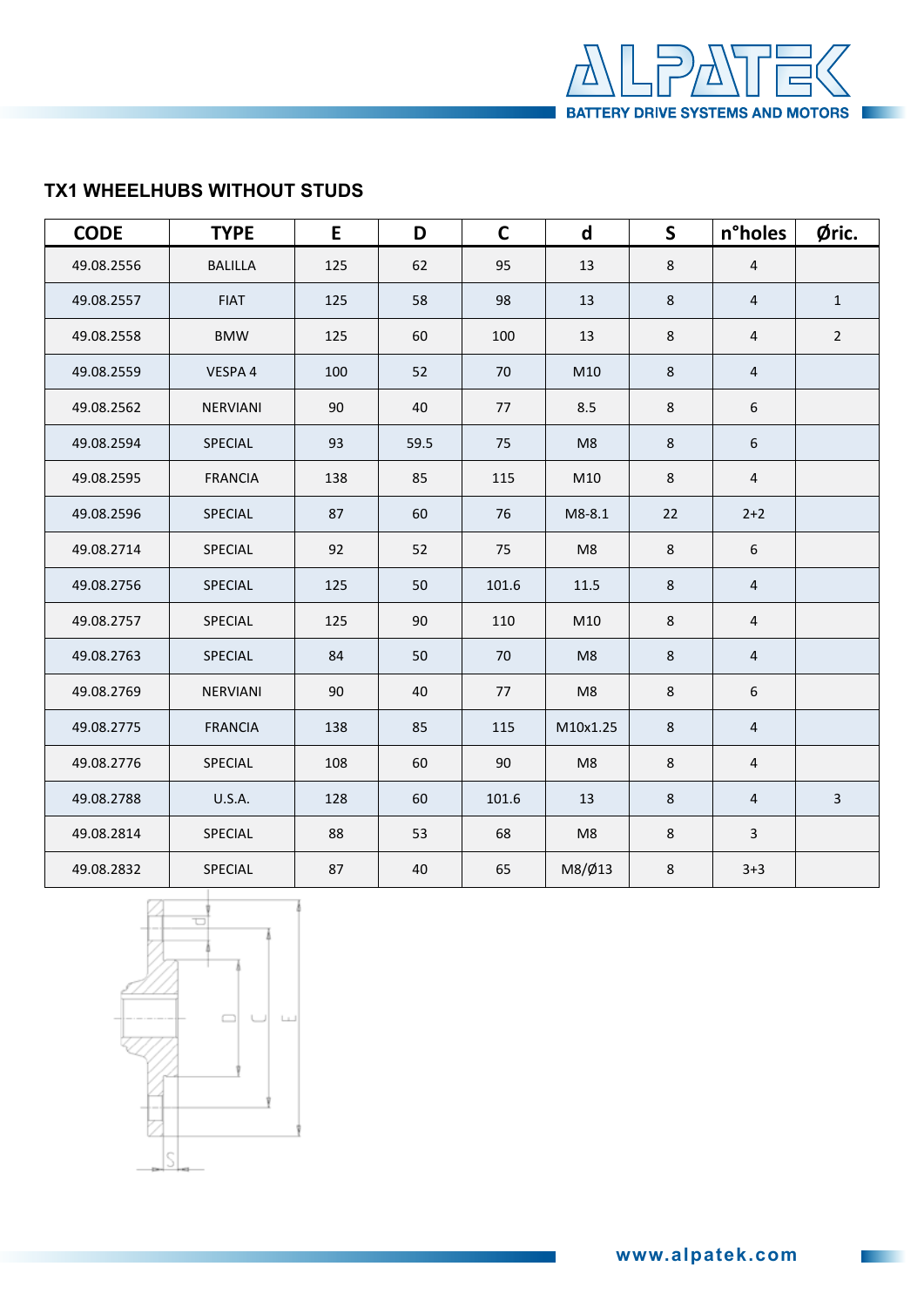## TX1 WHEELHUBS WITHOUT STUDS

| CODE | TYPE | E | D | C | d | S | n°holes | Øric. |
|---|---|---|---|---|---|---|---|---|
| 49.08.2556 | BALILLA | 125 | 62 | 95 | 13 | 8 | 4 | |
| 49.08.2557 | FIAT | 125 | 58 | 98 | 13 | 8 | 4 | 1 |
| 49.08.2558 | BMW | 125 | 60 | 100 | 13 | 8 | 4 | 2 |
| 49.08.2559 | VESPA 4 | 100 | 52 | 70 | M10 | 8 | 4 | |
| 49.08.2562 | NERVIANI | 90 | 40 | 77 | 8.5 | 8 | 6 | |
| 49.08.2594 | SPECIAL | 93 | 59.5 | 75 | M8 | 8 | 6 | |
| 49.08.2595 | FRANCIA | 138 | 85 | 115 | M10 | 8 | 4 | |
| 49.08.2596 | SPECIAL | 87 | 60 | 76 | M8-8.1 | 22 | 2+2 | |
| 49.08.2714 | SPECIAL | 92 | 52 | 75 | M8 | 8 | 6 | |
| 49.08.2756 | SPECIAL | 125 | 50 | 101.6 | 11.5 | 8 | 4 | |
| 49.08.2757 | SPECIAL | 125 | 90 | 110 | M10 | 8 | 4 | |
| 49.08.2763 | SPECIAL | 84 | 50 | 70 | M8 | 8 | 4 | |
| 49.08.2769 | NERVIANI | 90 | 40 | 77 | M8 | 8 | 6 | |
| 49.08.2775 | FRANCIA | 138 | 85 | 115 | M10x1.25 | 8 | 4 | |
| 49.08.2776 | SPECIAL | 108 | 60 | 90 | M8 | 8 | 4 | |
| 49.08.2788 | U.S.A. | 128 | 60 | 101.6 | 13 | 8 | 4 | 3 |
| 49.08.2814 | SPECIAL | 88 | 53 | 68 | M8 | 8 | 3 | |
| 49.08.2832 | SPECIAL | 87 | 40 | 65 | M8/Ø13 | 8 | 3+3 | |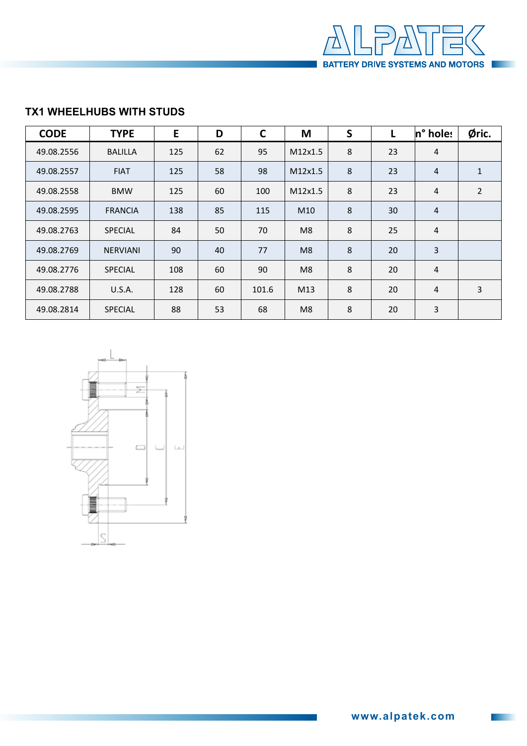## TX1 WHEELHUBS WITH STUDS

| CODE | TYPE | E | D | C | M | S | L | n° holes | Øric. |
|---|---|---|---|---|---|---|---|---|---|
| 49.08.2556 | BALILLA | 125 | 62 | 95 | M12x1.5 | 8 | 23 | 4 | |
| 49.08.2557 | FIAT | 125 | 58 | 98 | M12x1.5 | 8 | 23 | 4 | 1 |
| 49.08.2558 | BMW | 125 | 60 | 100 | M12x1.5 | 8 | 23 | 4 | 2 |
| 49.08.2595 | FRANCIA | 138 | 85 | 115 | M10 | 8 | 30 | 4 | |
| 49.08.2763 | SPECIAL | 84 | 50 | 70 | M8 | 8 | 25 | 4 | |
| 49.08.2769 | NERVIANI | 90 | 40 | 77 | M8 | 8 | 20 | 3 | |
| 49.08.2776 | SPECIAL | 108 | 60 | 90 | M8 | 8 | 20 | 4 | |
| 49.08.2788 | U.S.A. | 128 | 60 | 101.6 | M13 | 8 | 20 | 4 | 3 |
| 49.08.2814 | SPECIAL | 88 | 53 | 68 | M8 | 8 | 20 | 3 | |

L
M
D
C
E
S